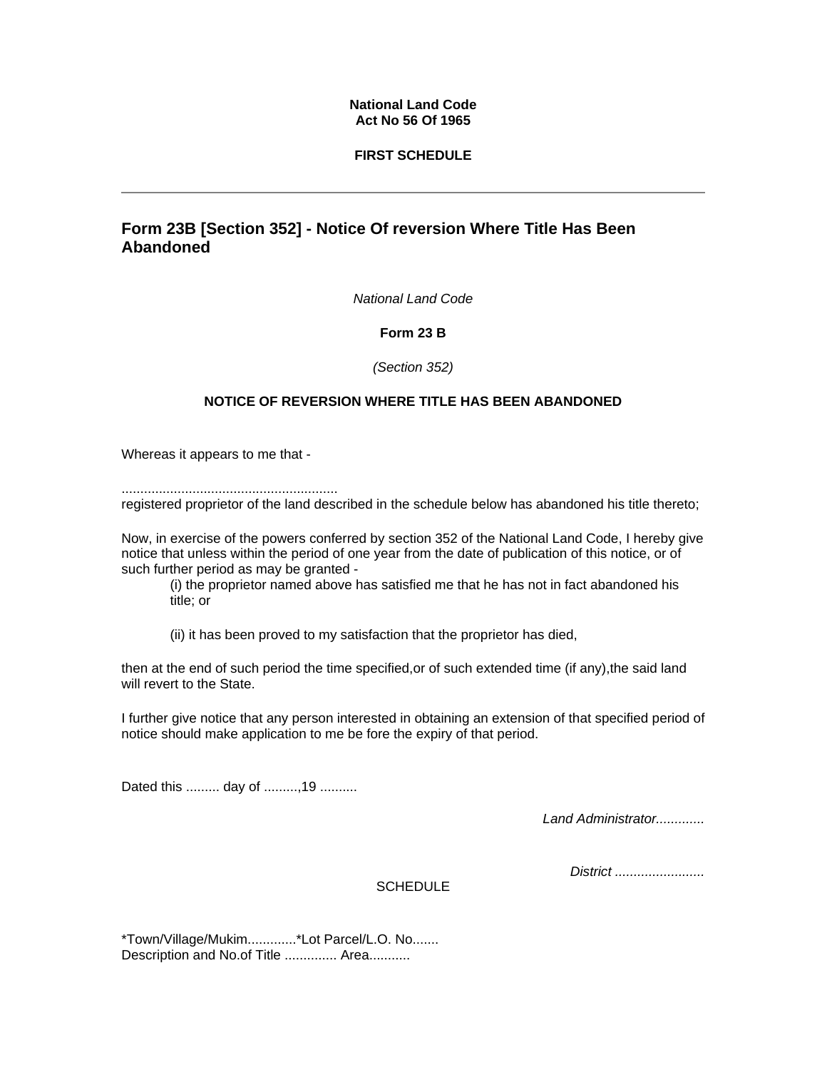**National Land Code**
**Act No 56 Of 1965**

**FIRST SCHEDULE**

---

## Form 23B [Section 352] - Notice Of reversion Where Title Has Been Abandoned

*National Land Code*

**Form 23 B**

*(Section 352)*

**NOTICE OF REVERSION WHERE TITLE HAS BEEN ABANDONED**

Whereas it appears to me that -

..........................................................
registered proprietor of the land described in the schedule below has abandoned his title thereto;

Now, in exercise of the powers conferred by section 352 of the National Land Code, I hereby give notice that unless within the period of one year from the date of publication of this notice, or of such further period as may be granted -

(i) the proprietor named above has satisfied me that he has not in fact abandoned his title; or

(ii) it has been proved to my satisfaction that the proprietor has died,

then at the end of such period the time specified,or of such extended time (if any),the said land will revert to the State.

I further give notice that any person interested in obtaining an extension of that specified period of notice should make application to me be fore the expiry of that period.

Dated this ......... day of .........,19 ..........

*Land Administrator.............*

*District ........................*

SCHEDULE

*Town/Village/Mukim.............*Lot Parcel/L.O. No.......
Description and No.of Title .............. Area...........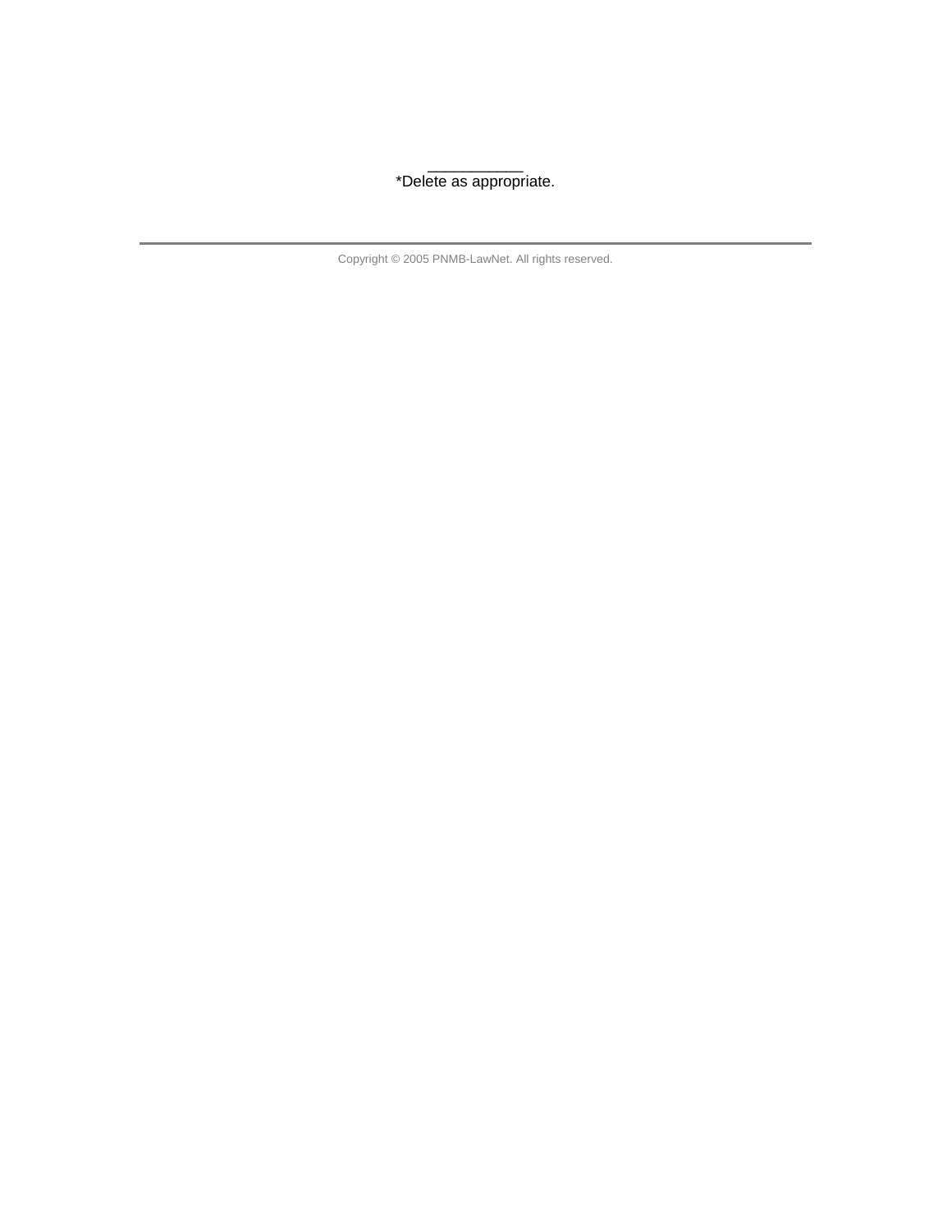___________
*Delete as appropriate.